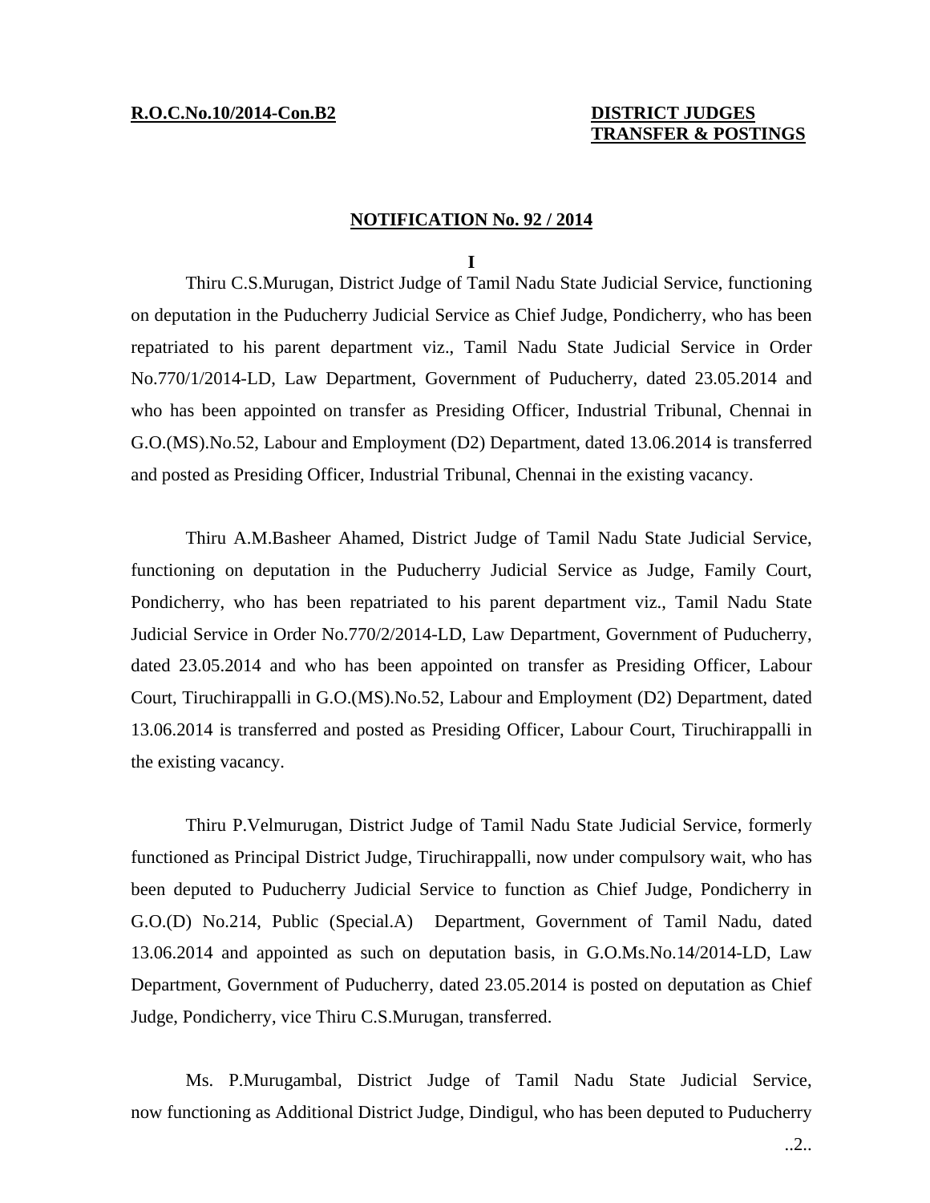**R.O.C.No.10/2014-Con.B2**

**DISTRICT JUDGES TRANSFER & POSTINGS**

**NOTIFICATION No. 92 / 2014**

**I**

Thiru C.S.Murugan, District Judge of Tamil Nadu State Judicial Service, functioning on deputation in the Puducherry Judicial Service as Chief Judge, Pondicherry, who has been repatriated to his parent department viz., Tamil Nadu State Judicial Service in Order No.770/1/2014-LD, Law Department, Government of Puducherry, dated 23.05.2014 and who has been appointed on transfer as Presiding Officer, Industrial Tribunal, Chennai in G.O.(MS).No.52, Labour and Employment (D2) Department, dated 13.06.2014 is transferred and posted as Presiding Officer, Industrial Tribunal, Chennai in the existing vacancy.

Thiru A.M.Basheer Ahamed, District Judge of Tamil Nadu State Judicial Service, functioning on deputation in the Puducherry Judicial Service as Judge, Family Court, Pondicherry, who has been repatriated to his parent department viz., Tamil Nadu State Judicial Service in Order No.770/2/2014-LD, Law Department, Government of Puducherry, dated 23.05.2014 and who has been appointed on transfer as Presiding Officer, Labour Court, Tiruchirappalli in G.O.(MS).No.52, Labour and Employment (D2) Department, dated 13.06.2014 is transferred and posted as Presiding Officer, Labour Court, Tiruchirappalli in the existing vacancy.

Thiru P.Velmurugan, District Judge of Tamil Nadu State Judicial Service, formerly functioned as Principal District Judge, Tiruchirappalli, now under compulsory wait, who has been deputed to Puducherry Judicial Service to function as Chief Judge, Pondicherry in G.O.(D) No.214, Public (Special.A) Department, Government of Tamil Nadu, dated 13.06.2014 and appointed as such on deputation basis, in G.O.Ms.No.14/2014-LD, Law Department, Government of Puducherry, dated 23.05.2014 is posted on deputation as Chief Judge, Pondicherry, vice Thiru C.S.Murugan, transferred.

Ms. P.Murugambal, District Judge of Tamil Nadu State Judicial Service, now functioning as Additional District Judge, Dindigul, who has been deputed to Puducherry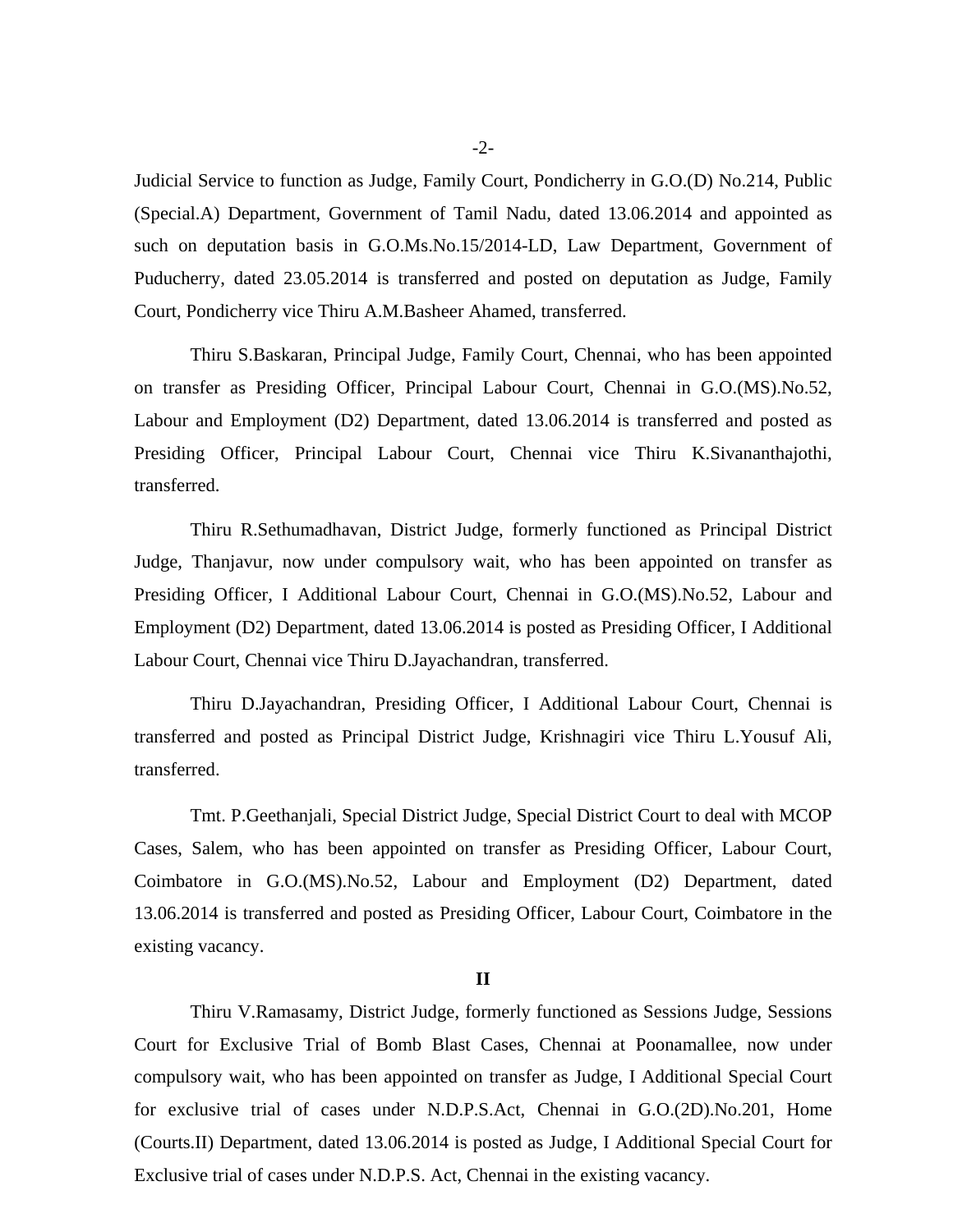Judicial Service to function as Judge, Family Court, Pondicherry in G.O.(D) No.214, Public (Special.A) Department, Government of Tamil Nadu, dated 13.06.2014 and appointed as such on deputation basis in G.O.Ms.No.15/2014-LD, Law Department, Government of Puducherry, dated 23.05.2014 is transferred and posted on deputation as Judge, Family Court, Pondicherry vice Thiru A.M.Basheer Ahamed, transferred.

Thiru S.Baskaran, Principal Judge, Family Court, Chennai, who has been appointed on transfer as Presiding Officer, Principal Labour Court, Chennai in G.O.(MS).No.52, Labour and Employment (D2) Department, dated 13.06.2014 is transferred and posted as Presiding Officer, Principal Labour Court, Chennai vice Thiru K.Sivananthajothi, transferred.

Thiru R.Sethumadhavan, District Judge, formerly functioned as Principal District Judge, Thanjavur, now under compulsory wait, who has been appointed on transfer as Presiding Officer, I Additional Labour Court, Chennai in G.O.(MS).No.52, Labour and Employment (D2) Department, dated 13.06.2014 is posted as Presiding Officer, I Additional Labour Court, Chennai vice Thiru D.Jayachandran, transferred.

Thiru D.Jayachandran, Presiding Officer, I Additional Labour Court, Chennai is transferred and posted as Principal District Judge, Krishnagiri vice Thiru L.Yousuf Ali, transferred.

Tmt. P.Geethanjali, Special District Judge, Special District Court to deal with MCOP Cases, Salem, who has been appointed on transfer as Presiding Officer, Labour Court, Coimbatore in G.O.(MS).No.52, Labour and Employment (D2) Department, dated 13.06.2014 is transferred and posted as Presiding Officer, Labour Court, Coimbatore in the existing vacancy.

**II**

Thiru V.Ramasamy, District Judge, formerly functioned as Sessions Judge, Sessions Court for Exclusive Trial of Bomb Blast Cases, Chennai at Poonamallee, now under compulsory wait, who has been appointed on transfer as Judge, I Additional Special Court for exclusive trial of cases under N.D.P.S.Act, Chennai in G.O.(2D).No.201, Home (Courts.II) Department, dated 13.06.2014 is posted as Judge, I Additional Special Court for Exclusive trial of cases under N.D.P.S. Act, Chennai in the existing vacancy.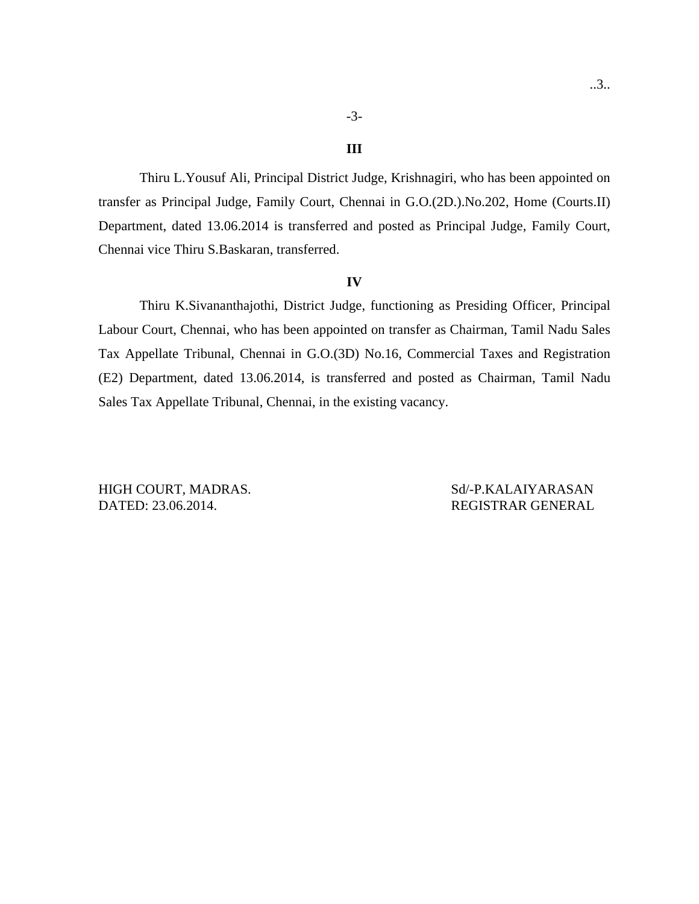**III**

Thiru L.Yousuf Ali, Principal District Judge, Krishnagiri, who has been appointed on transfer as Principal Judge, Family Court, Chennai in G.O.(2D.).No.202, Home (Courts.II) Department, dated 13.06.2014 is transferred and posted as Principal Judge, Family Court, Chennai vice Thiru S.Baskaran, transferred.

**IV**

Thiru K.Sivananthajothi, District Judge, functioning as Presiding Officer, Principal Labour Court, Chennai, who has been appointed on transfer as Chairman, Tamil Nadu Sales Tax Appellate Tribunal, Chennai in G.O.(3D) No.16, Commercial Taxes and Registration (E2) Department, dated 13.06.2014, is transferred and posted as Chairman, Tamil Nadu Sales Tax Appellate Tribunal, Chennai, in the existing vacancy.

HIGH COURT, MADRAS.
DATED: 23.06.2014.

Sd/-P.KALAIYARASAN
REGISTRAR GENERAL